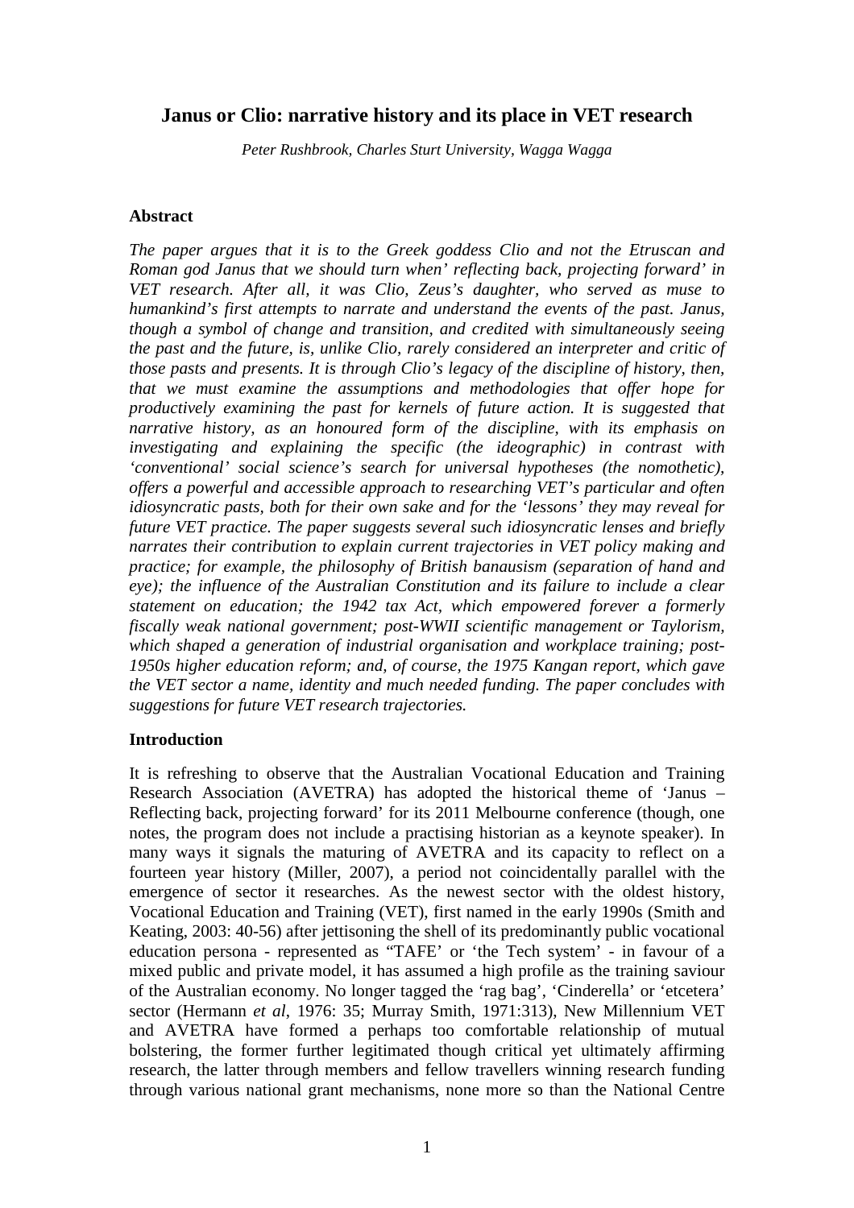# Janus or Clio: narrative history and its place in VET research

*Peter Rushbrook, Charles Sturt University, Wagga Wagga*

## Abstract

*The paper argues that it is to the Greek goddess Clio and not the Etruscan and Roman god Janus that we should turn when' reflecting back, projecting forward' in VET research. After all, it was Clio, Zeus's daughter, who served as muse to humankind's first attempts to narrate and understand the events of the past. Janus, though a symbol of change and transition, and credited with simultaneously seeing the past and the future, is, unlike Clio, rarely considered an interpreter and critic of those pasts and presents. It is through Clio's legacy of the discipline of history, then, that we must examine the assumptions and methodologies that offer hope for productively examining the past for kernels of future action. It is suggested that narrative history, as an honoured form of the discipline, with its emphasis on investigating and explaining the specific (the ideographic) in contrast with 'conventional' social science's search for universal hypotheses (the nomothetic), offers a powerful and accessible approach to researching VET's particular and often idiosyncratic pasts, both for their own sake and for the 'lessons' they may reveal for future VET practice. The paper suggests several such idiosyncratic lenses and briefly narrates their contribution to explain current trajectories in VET policy making and practice; for example, the philosophy of British banausism (separation of hand and eye); the influence of the Australian Constitution and its failure to include a clear statement on education; the 1942 tax Act, which empowered forever a formerly fiscally weak national government; post-WWII scientific management or Taylorism, which shaped a generation of industrial organisation and workplace training; post-1950s higher education reform; and, of course, the 1975 Kangan report, which gave the VET sector a name, identity and much needed funding. The paper concludes with suggestions for future VET research trajectories.*

## Introduction

It is refreshing to observe that the Australian Vocational Education and Training Research Association (AVETRA) has adopted the historical theme of 'Janus – Reflecting back, projecting forward' for its 2011 Melbourne conference (though, one notes, the program does not include a practising historian as a keynote speaker). In many ways it signals the maturing of AVETRA and its capacity to reflect on a fourteen year history (Miller, 2007), a period not coincidentally parallel with the emergence of sector it researches. As the newest sector with the oldest history, Vocational Education and Training (VET), first named in the early 1990s (Smith and Keating, 2003: 40-56) after jettisoning the shell of its predominantly public vocational education persona - represented as "TAFE' or 'the Tech system' - in favour of a mixed public and private model, it has assumed a high profile as the training saviour of the Australian economy. No longer tagged the 'rag bag', 'Cinderella' or 'etcetera' sector (Hermann *et al*, 1976: 35; Murray Smith, 1971:313), New Millennium VET and AVETRA have formed a perhaps too comfortable relationship of mutual bolstering, the former further legitimated though critical yet ultimately affirming research, the latter through members and fellow travellers winning research funding through various national grant mechanisms, none more so than the National Centre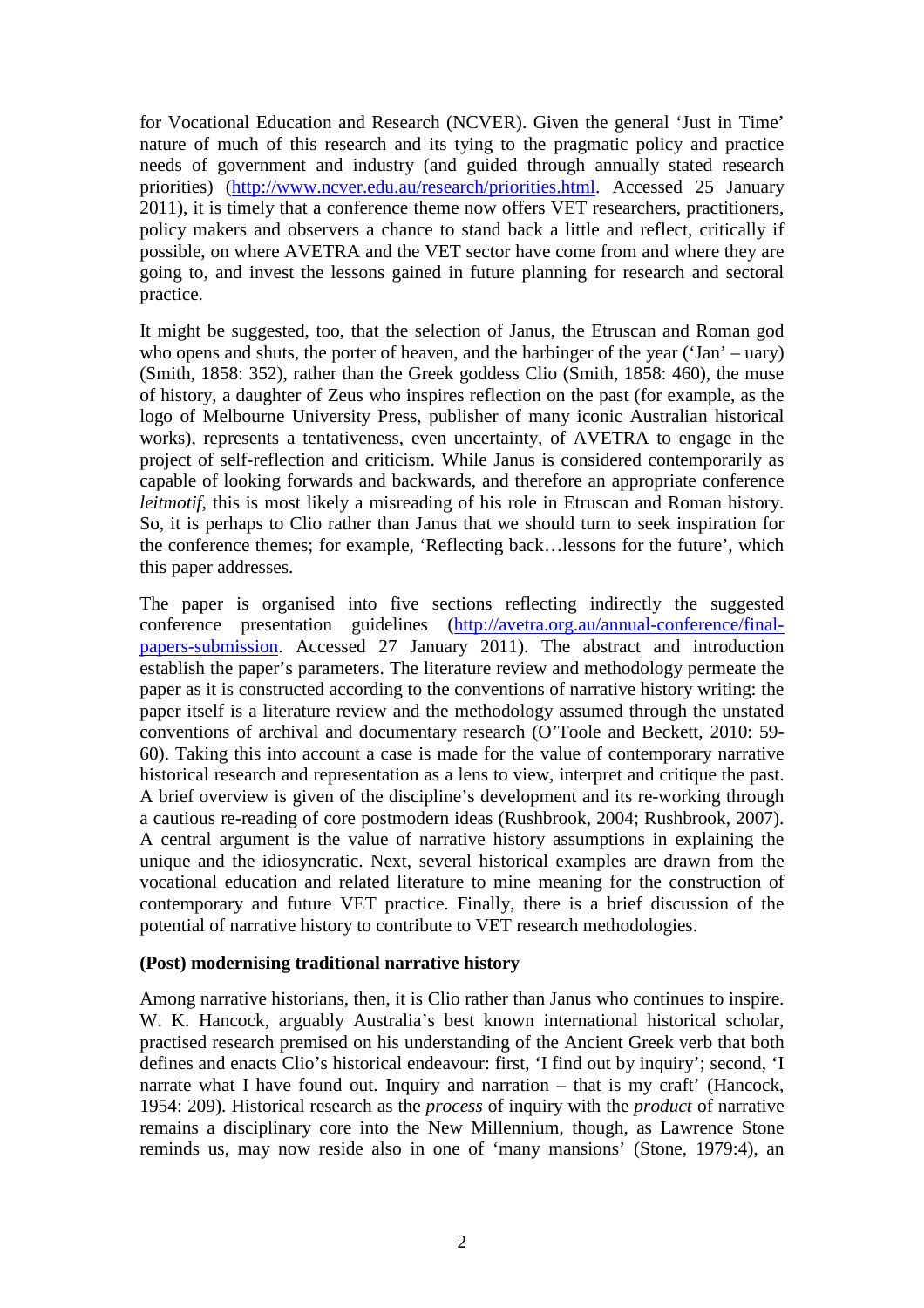for Vocational Education and Research (NCVER). Given the general 'Just in Time' nature of much of this research and its tying to the pragmatic policy and practice needs of government and industry (and guided through annually stated research priorities) (http://www.ncver.edu.au/research/priorities.html. Accessed 25 January 2011), it is timely that a conference theme now offers VET researchers, practitioners, policy makers and observers a chance to stand back a little and reflect, critically if possible, on where AVETRA and the VET sector have come from and where they are going to, and invest the lessons gained in future planning for research and sectoral practice.

It might be suggested, too, that the selection of Janus, the Etruscan and Roman god who opens and shuts, the porter of heaven, and the harbinger of the year ('Jan' – uary) (Smith, 1858: 352), rather than the Greek goddess Clio (Smith, 1858: 460), the muse of history, a daughter of Zeus who inspires reflection on the past (for example, as the logo of Melbourne University Press, publisher of many iconic Australian historical works), represents a tentativeness, even uncertainty, of AVETRA to engage in the project of self-reflection and criticism. While Janus is considered contemporarily as capable of looking forwards and backwards, and therefore an appropriate conference *leitmotif*, this is most likely a misreading of his role in Etruscan and Roman history. So, it is perhaps to Clio rather than Janus that we should turn to seek inspiration for the conference themes; for example, 'Reflecting back…lessons for the future', which this paper addresses.

The paper is organised into five sections reflecting indirectly the suggested conference presentation guidelines (http://avetra.org.au/annual-conference/final-papers-submission. Accessed 27 January 2011). The abstract and introduction establish the paper's parameters. The literature review and methodology permeate the paper as it is constructed according to the conventions of narrative history writing: the paper itself is a literature review and the methodology assumed through the unstated conventions of archival and documentary research (O'Toole and Beckett, 2010: 59-60). Taking this into account a case is made for the value of contemporary narrative historical research and representation as a lens to view, interpret and critique the past. A brief overview is given of the discipline's development and its re-working through a cautious re-reading of core postmodern ideas (Rushbrook, 2004; Rushbrook, 2007). A central argument is the value of narrative history assumptions in explaining the unique and the idiosyncratic. Next, several historical examples are drawn from the vocational education and related literature to mine meaning for the construction of contemporary and future VET practice. Finally, there is a brief discussion of the potential of narrative history to contribute to VET research methodologies.

**(Post) modernising traditional narrative history**

Among narrative historians, then, it is Clio rather than Janus who continues to inspire. W. K. Hancock, arguably Australia's best known international historical scholar, practised research premised on his understanding of the Ancient Greek verb that both defines and enacts Clio's historical endeavour: first, 'I find out by inquiry'; second, 'I narrate what I have found out. Inquiry and narration – that is my craft' (Hancock, 1954: 209). Historical research as the *process* of inquiry with the *product* of narrative remains a disciplinary core into the New Millennium, though, as Lawrence Stone reminds us, may now reside also in one of 'many mansions' (Stone, 1979:4), an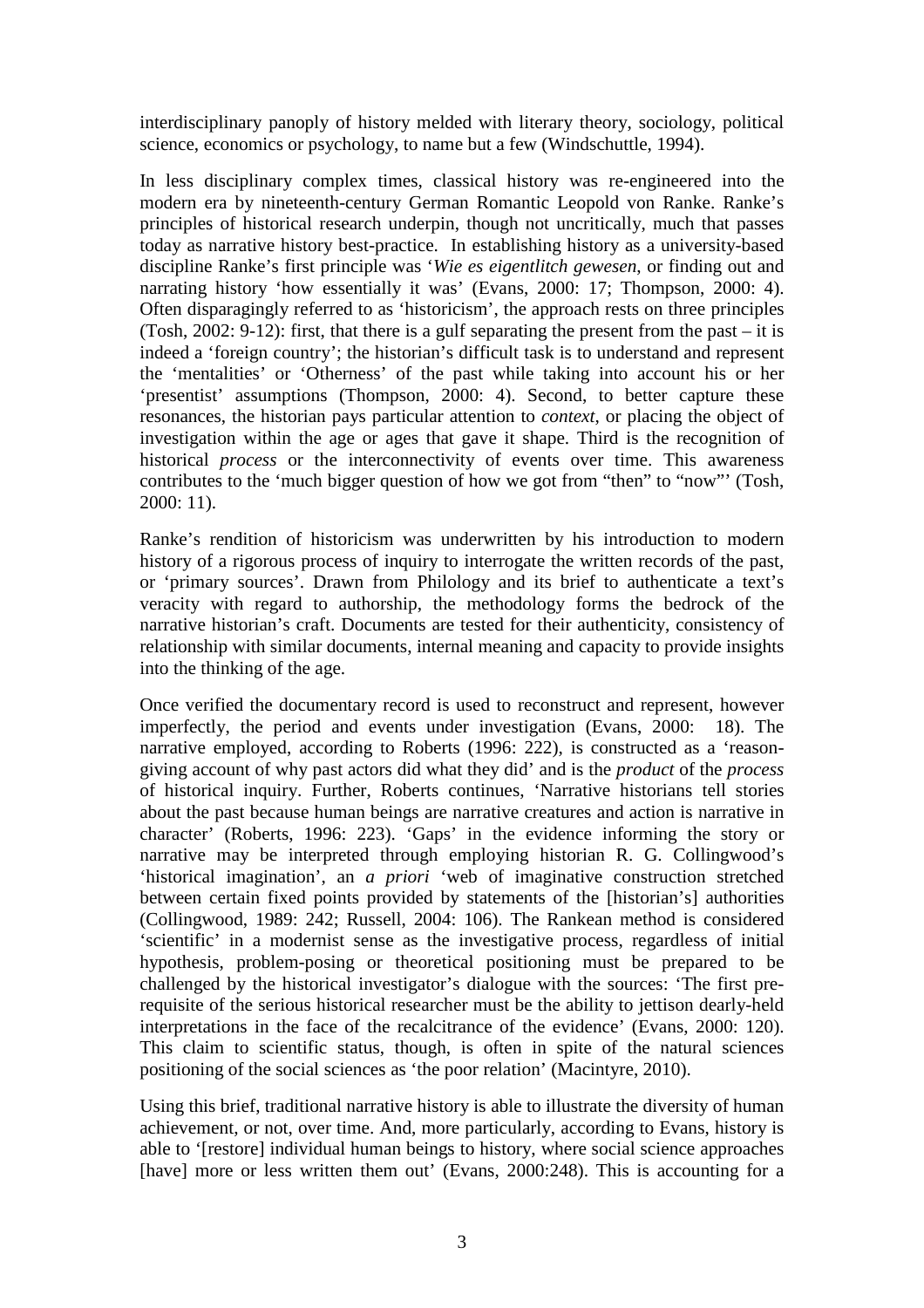interdisciplinary panoply of history melded with literary theory, sociology, political science, economics or psychology, to name but a few (Windschuttle, 1994).

In less disciplinary complex times, classical history was re-engineered into the modern era by nineteenth-century German Romantic Leopold von Ranke. Ranke's principles of historical research underpin, though not uncritically, much that passes today as narrative history best-practice. In establishing history as a university-based discipline Ranke's first principle was '*Wie es eigentlitch gewesen*, or finding out and narrating history 'how essentially it was' (Evans, 2000: 17; Thompson, 2000: 4). Often disparagingly referred to as 'historicism', the approach rests on three principles (Tosh, 2002: 9-12): first, that there is a gulf separating the present from the past – it is indeed a 'foreign country'; the historian's difficult task is to understand and represent the 'mentalities' or 'Otherness' of the past while taking into account his or her 'presentist' assumptions (Thompson, 2000: 4). Second, to better capture these resonances, the historian pays particular attention to *context*, or placing the object of investigation within the age or ages that gave it shape. Third is the recognition of historical *process* or the interconnectivity of events over time. This awareness contributes to the 'much bigger question of how we got from "then" to "now"' (Tosh, 2000: 11).

Ranke's rendition of historicism was underwritten by his introduction to modern history of a rigorous process of inquiry to interrogate the written records of the past, or 'primary sources'. Drawn from Philology and its brief to authenticate a text's veracity with regard to authorship, the methodology forms the bedrock of the narrative historian's craft. Documents are tested for their authenticity, consistency of relationship with similar documents, internal meaning and capacity to provide insights into the thinking of the age.

Once verified the documentary record is used to reconstruct and represent, however imperfectly, the period and events under investigation (Evans, 2000: 18). The narrative employed, according to Roberts (1996: 222), is constructed as a 'reason-giving account of why past actors did what they did' and is the *product* of the *process* of historical inquiry. Further, Roberts continues, 'Narrative historians tell stories about the past because human beings are narrative creatures and action is narrative in character' (Roberts, 1996: 223). 'Gaps' in the evidence informing the story or narrative may be interpreted through employing historian R. G. Collingwood's 'historical imagination', an *a priori* 'web of imaginative construction stretched between certain fixed points provided by statements of the [historian's] authorities (Collingwood, 1989: 242; Russell, 2004: 106). The Rankean method is considered 'scientific' in a modernist sense as the investigative process, regardless of initial hypothesis, problem-posing or theoretical positioning must be prepared to be challenged by the historical investigator's dialogue with the sources: 'The first pre-requisite of the serious historical researcher must be the ability to jettison dearly-held interpretations in the face of the recalcitrance of the evidence' (Evans, 2000: 120). This claim to scientific status, though, is often in spite of the natural sciences positioning of the social sciences as 'the poor relation' (Macintyre, 2010).

Using this brief, traditional narrative history is able to illustrate the diversity of human achievement, or not, over time. And, more particularly, according to Evans, history is able to '[restore] individual human beings to history, where social science approaches [have] more or less written them out' (Evans, 2000:248). This is accounting for a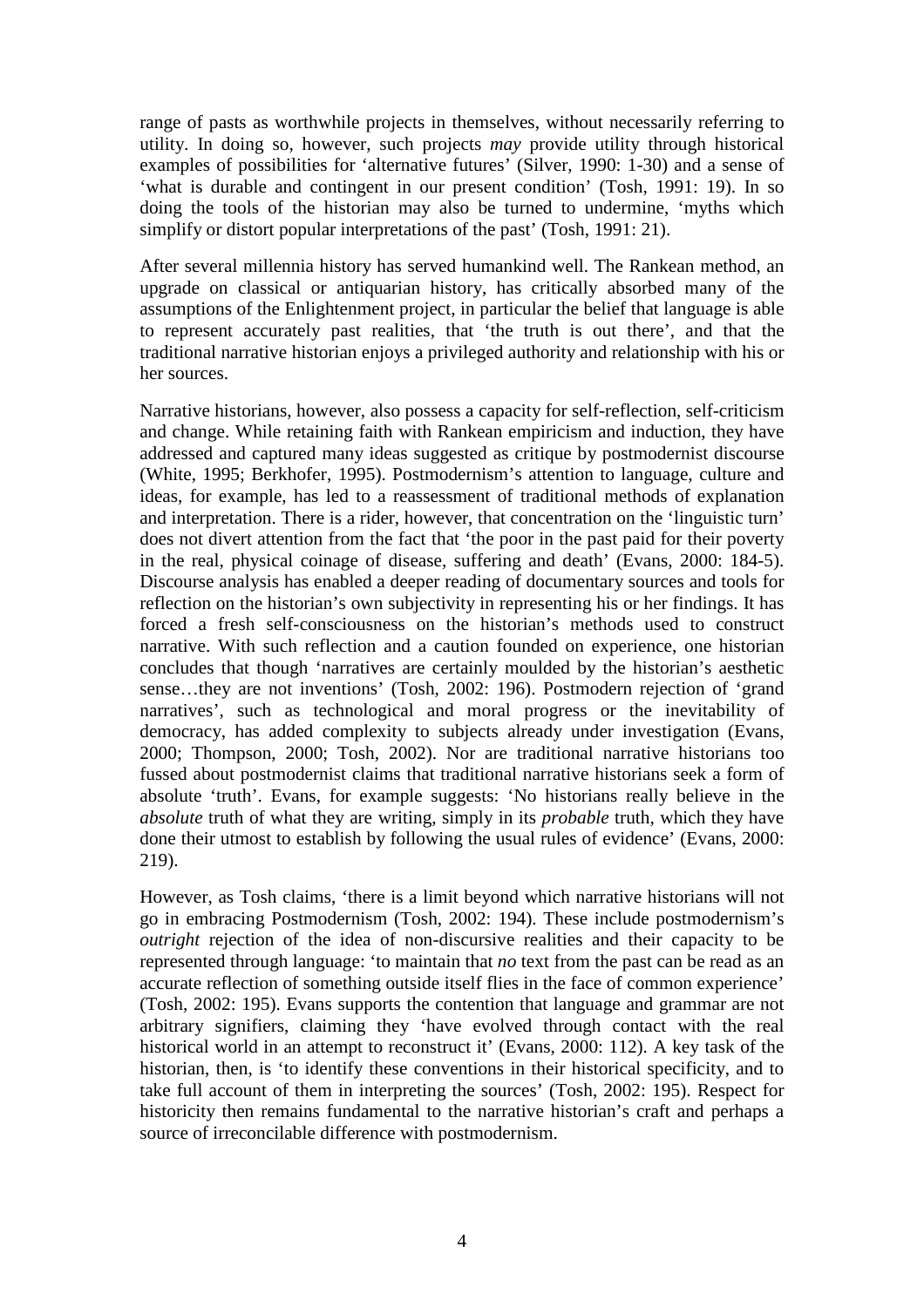range of pasts as worthwhile projects in themselves, without necessarily referring to utility. In doing so, however, such projects *may* provide utility through historical examples of possibilities for 'alternative futures' (Silver, 1990: 1-30) and a sense of 'what is durable and contingent in our present condition' (Tosh, 1991: 19). In so doing the tools of the historian may also be turned to undermine, 'myths which simplify or distort popular interpretations of the past' (Tosh, 1991: 21).

After several millennia history has served humankind well. The Rankean method, an upgrade on classical or antiquarian history, has critically absorbed many of the assumptions of the Enlightenment project, in particular the belief that language is able to represent accurately past realities, that 'the truth is out there', and that the traditional narrative historian enjoys a privileged authority and relationship with his or her sources.

Narrative historians, however, also possess a capacity for self-reflection, self-criticism and change. While retaining faith with Rankean empiricism and induction, they have addressed and captured many ideas suggested as critique by postmodernist discourse (White, 1995; Berkhofer, 1995). Postmodernism's attention to language, culture and ideas, for example, has led to a reassessment of traditional methods of explanation and interpretation. There is a rider, however, that concentration on the 'linguistic turn' does not divert attention from the fact that 'the poor in the past paid for their poverty in the real, physical coinage of disease, suffering and death' (Evans, 2000: 184-5). Discourse analysis has enabled a deeper reading of documentary sources and tools for reflection on the historian's own subjectivity in representing his or her findings. It has forced a fresh self-consciousness on the historian's methods used to construct narrative. With such reflection and a caution founded on experience, one historian concludes that though 'narratives are certainly moulded by the historian's aesthetic sense…they are not inventions' (Tosh, 2002: 196). Postmodern rejection of 'grand narratives', such as technological and moral progress or the inevitability of democracy, has added complexity to subjects already under investigation (Evans, 2000; Thompson, 2000; Tosh, 2002). Nor are traditional narrative historians too fussed about postmodernist claims that traditional narrative historians seek a form of absolute 'truth'. Evans, for example suggests: 'No historians really believe in the *absolute* truth of what they are writing, simply in its *probable* truth, which they have done their utmost to establish by following the usual rules of evidence' (Evans, 2000: 219).

However, as Tosh claims, 'there is a limit beyond which narrative historians will not go in embracing Postmodernism (Tosh, 2002: 194). These include postmodernism's *outright* rejection of the idea of non-discursive realities and their capacity to be represented through language: 'to maintain that *no* text from the past can be read as an accurate reflection of something outside itself flies in the face of common experience' (Tosh, 2002: 195). Evans supports the contention that language and grammar are not arbitrary signifiers, claiming they 'have evolved through contact with the real historical world in an attempt to reconstruct it' (Evans, 2000: 112). A key task of the historian, then, is 'to identify these conventions in their historical specificity, and to take full account of them in interpreting the sources' (Tosh, 2002: 195). Respect for historicity then remains fundamental to the narrative historian's craft and perhaps a source of irreconcilable difference with postmodernism.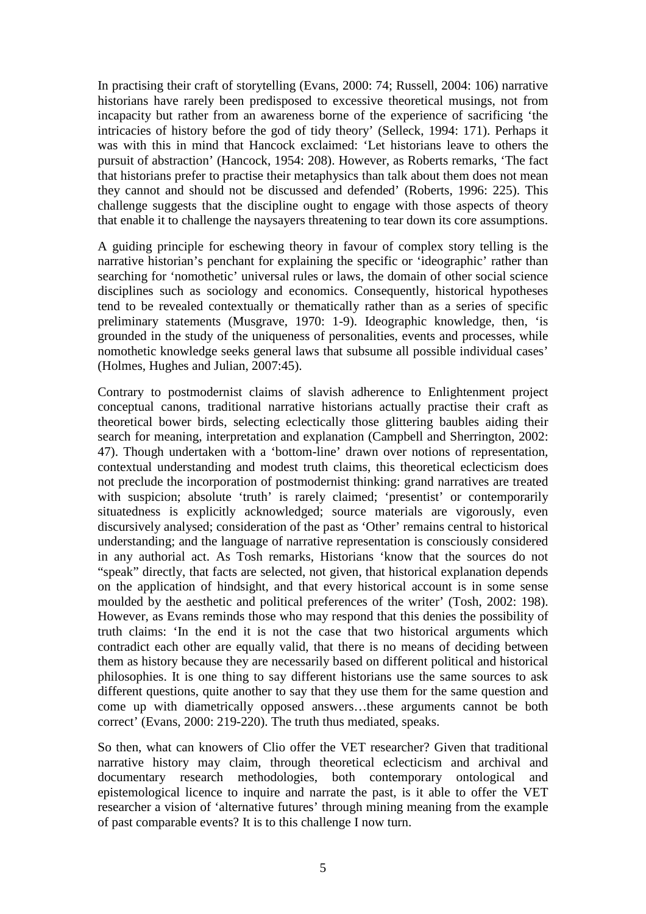In practising their craft of storytelling (Evans, 2000: 74; Russell, 2004: 106) narrative historians have rarely been predisposed to excessive theoretical musings, not from incapacity but rather from an awareness borne of the experience of sacrificing 'the intricacies of history before the god of tidy theory' (Selleck, 1994: 171). Perhaps it was with this in mind that Hancock exclaimed: 'Let historians leave to others the pursuit of abstraction' (Hancock, 1954: 208). However, as Roberts remarks, 'The fact that historians prefer to practise their metaphysics than talk about them does not mean they cannot and should not be discussed and defended' (Roberts, 1996: 225). This challenge suggests that the discipline ought to engage with those aspects of theory that enable it to challenge the naysayers threatening to tear down its core assumptions.

A guiding principle for eschewing theory in favour of complex story telling is the narrative historian's penchant for explaining the specific or 'ideographic' rather than searching for 'nomothetic' universal rules or laws, the domain of other social science disciplines such as sociology and economics. Consequently, historical hypotheses tend to be revealed contextually or thematically rather than as a series of specific preliminary statements (Musgrave, 1970: 1-9). Ideographic knowledge, then, 'is grounded in the study of the uniqueness of personalities, events and processes, while nomothetic knowledge seeks general laws that subsume all possible individual cases' (Holmes, Hughes and Julian, 2007:45).

Contrary to postmodernist claims of slavish adherence to Enlightenment project conceptual canons, traditional narrative historians actually practise their craft as theoretical bower birds, selecting eclectically those glittering baubles aiding their search for meaning, interpretation and explanation (Campbell and Sherrington, 2002: 47). Though undertaken with a 'bottom-line' drawn over notions of representation, contextual understanding and modest truth claims, this theoretical eclecticism does not preclude the incorporation of postmodernist thinking: grand narratives are treated with suspicion; absolute 'truth' is rarely claimed; 'presentist' or contemporarily situatedness is explicitly acknowledged; source materials are vigorously, even discursively analysed; consideration of the past as 'Other' remains central to historical understanding; and the language of narrative representation is consciously considered in any authorial act. As Tosh remarks, Historians 'know that the sources do not "speak" directly, that facts are selected, not given, that historical explanation depends on the application of hindsight, and that every historical account is in some sense moulded by the aesthetic and political preferences of the writer' (Tosh, 2002: 198). However, as Evans reminds those who may respond that this denies the possibility of truth claims: 'In the end it is not the case that two historical arguments which contradict each other are equally valid, that there is no means of deciding between them as history because they are necessarily based on different political and historical philosophies. It is one thing to say different historians use the same sources to ask different questions, quite another to say that they use them for the same question and come up with diametrically opposed answers…these arguments cannot be both correct' (Evans, 2000: 219-220). The truth thus mediated, speaks.

So then, what can knowers of Clio offer the VET researcher? Given that traditional narrative history may claim, through theoretical eclecticism and archival and documentary research methodologies, both contemporary ontological and epistemological licence to inquire and narrate the past, is it able to offer the VET researcher a vision of 'alternative futures' through mining meaning from the example of past comparable events? It is to this challenge I now turn.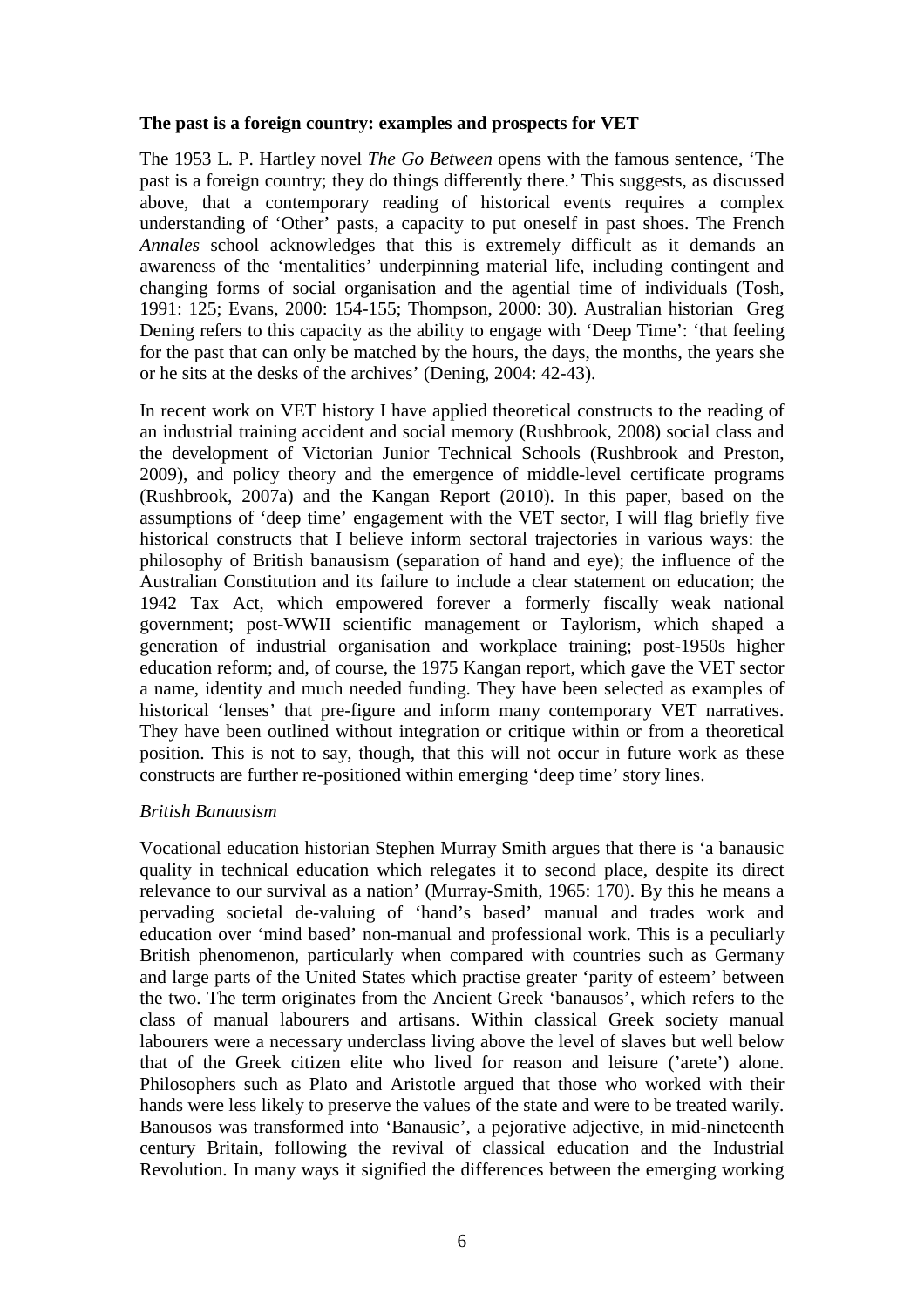**The past is a foreign country: examples and prospects for VET**

The 1953 L. P. Hartley novel *The Go Between* opens with the famous sentence, 'The past is a foreign country; they do things differently there.' This suggests, as discussed above, that a contemporary reading of historical events requires a complex understanding of 'Other' pasts, a capacity to put oneself in past shoes. The French *Annales* school acknowledges that this is extremely difficult as it demands an awareness of the 'mentalities' underpinning material life, including contingent and changing forms of social organisation and the agential time of individuals (Tosh, 1991: 125; Evans, 2000: 154-155; Thompson, 2000: 30). Australian historian Greg Dening refers to this capacity as the ability to engage with 'Deep Time': 'that feeling for the past that can only be matched by the hours, the days, the months, the years she or he sits at the desks of the archives' (Dening, 2004: 42-43).

In recent work on VET history I have applied theoretical constructs to the reading of an industrial training accident and social memory (Rushbrook, 2008) social class and the development of Victorian Junior Technical Schools (Rushbrook and Preston, 2009), and policy theory and the emergence of middle-level certificate programs (Rushbrook, 2007a) and the Kangan Report (2010). In this paper, based on the assumptions of 'deep time' engagement with the VET sector, I will flag briefly five historical constructs that I believe inform sectoral trajectories in various ways: the philosophy of British banausism (separation of hand and eye); the influence of the Australian Constitution and its failure to include a clear statement on education; the 1942 Tax Act, which empowered forever a formerly fiscally weak national government; post-WWII scientific management or Taylorism, which shaped a generation of industrial organisation and workplace training; post-1950s higher education reform; and, of course, the 1975 Kangan report, which gave the VET sector a name, identity and much needed funding. They have been selected as examples of historical 'lenses' that pre-figure and inform many contemporary VET narratives. They have been outlined without integration or critique within or from a theoretical position. This is not to say, though, that this will not occur in future work as these constructs are further re-positioned within emerging 'deep time' story lines.

*British Banausism*

Vocational education historian Stephen Murray Smith argues that there is 'a banausic quality in technical education which relegates it to second place, despite its direct relevance to our survival as a nation' (Murray-Smith, 1965: 170). By this he means a pervading societal de-valuing of 'hand's based' manual and trades work and education over 'mind based' non-manual and professional work. This is a peculiarly British phenomenon, particularly when compared with countries such as Germany and large parts of the United States which practise greater 'parity of esteem' between the two. The term originates from the Ancient Greek 'banausos', which refers to the class of manual labourers and artisans. Within classical Greek society manual labourers were a necessary underclass living above the level of slaves but well below that of the Greek citizen elite who lived for reason and leisure ('arete') alone. Philosophers such as Plato and Aristotle argued that those who worked with their hands were less likely to preserve the values of the state and were to be treated warily. Banousos was transformed into 'Banausic', a pejorative adjective, in mid-nineteenth century Britain, following the revival of classical education and the Industrial Revolution. In many ways it signified the differences between the emerging working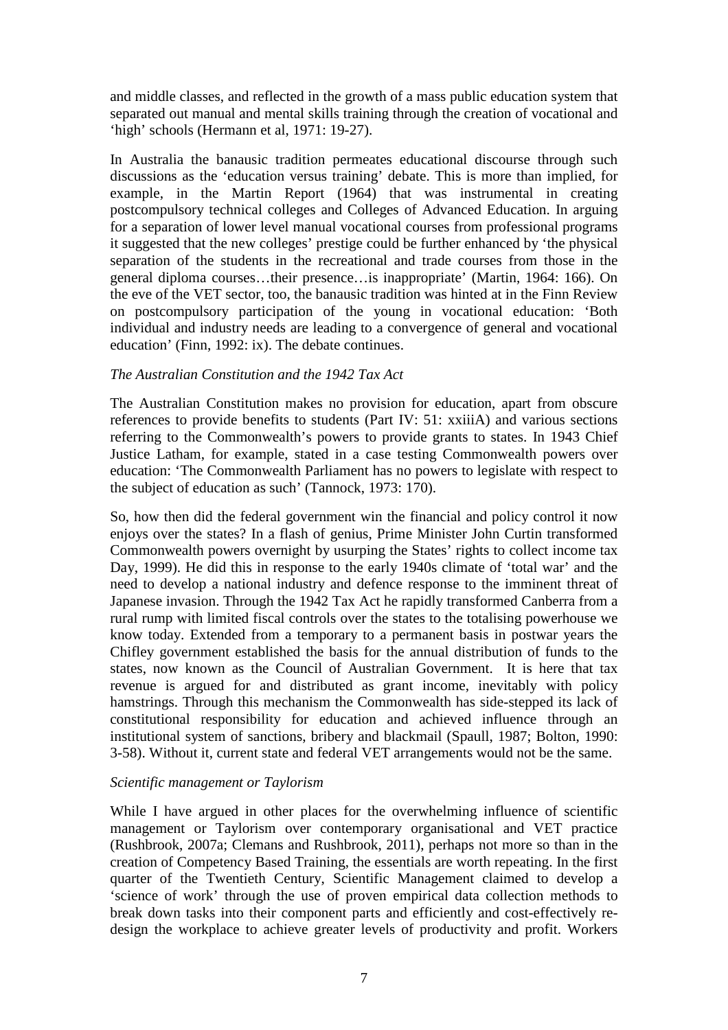and middle classes, and reflected in the growth of a mass public education system that separated out manual and mental skills training through the creation of vocational and 'high' schools (Hermann et al, 1971: 19-27).

In Australia the banausic tradition permeates educational discourse through such discussions as the 'education versus training' debate. This is more than implied, for example, in the Martin Report (1964) that was instrumental in creating postcompulsory technical colleges and Colleges of Advanced Education. In arguing for a separation of lower level manual vocational courses from professional programs it suggested that the new colleges' prestige could be further enhanced by 'the physical separation of the students in the recreational and trade courses from those in the general diploma courses…their presence…is inappropriate' (Martin, 1964: 166). On the eve of the VET sector, too, the banausic tradition was hinted at in the Finn Review on postcompulsory participation of the young in vocational education: 'Both individual and industry needs are leading to a convergence of general and vocational education' (Finn, 1992: ix). The debate continues.

*The Australian Constitution and the 1942 Tax Act*

The Australian Constitution makes no provision for education, apart from obscure references to provide benefits to students (Part IV: 51: xxiiiA) and various sections referring to the Commonwealth's powers to provide grants to states. In 1943 Chief Justice Latham, for example, stated in a case testing Commonwealth powers over education: 'The Commonwealth Parliament has no powers to legislate with respect to the subject of education as such' (Tannock, 1973: 170).

So, how then did the federal government win the financial and policy control it now enjoys over the states? In a flash of genius, Prime Minister John Curtin transformed Commonwealth powers overnight by usurping the States' rights to collect income tax Day, 1999). He did this in response to the early 1940s climate of 'total war' and the need to develop a national industry and defence response to the imminent threat of Japanese invasion. Through the 1942 Tax Act he rapidly transformed Canberra from a rural rump with limited fiscal controls over the states to the totalising powerhouse we know today. Extended from a temporary to a permanent basis in postwar years the Chifley government established the basis for the annual distribution of funds to the states, now known as the Council of Australian Government. It is here that tax revenue is argued for and distributed as grant income, inevitably with policy hamstrings. Through this mechanism the Commonwealth has side-stepped its lack of constitutional responsibility for education and achieved influence through an institutional system of sanctions, bribery and blackmail (Spaull, 1987; Bolton, 1990: 3-58). Without it, current state and federal VET arrangements would not be the same.

*Scientific management or Taylorism*

While I have argued in other places for the overwhelming influence of scientific management or Taylorism over contemporary organisational and VET practice (Rushbrook, 2007a; Clemans and Rushbrook, 2011), perhaps not more so than in the creation of Competency Based Training, the essentials are worth repeating. In the first quarter of the Twentieth Century, Scientific Management claimed to develop a 'science of work' through the use of proven empirical data collection methods to break down tasks into their component parts and efficiently and cost-effectively re-design the workplace to achieve greater levels of productivity and profit. Workers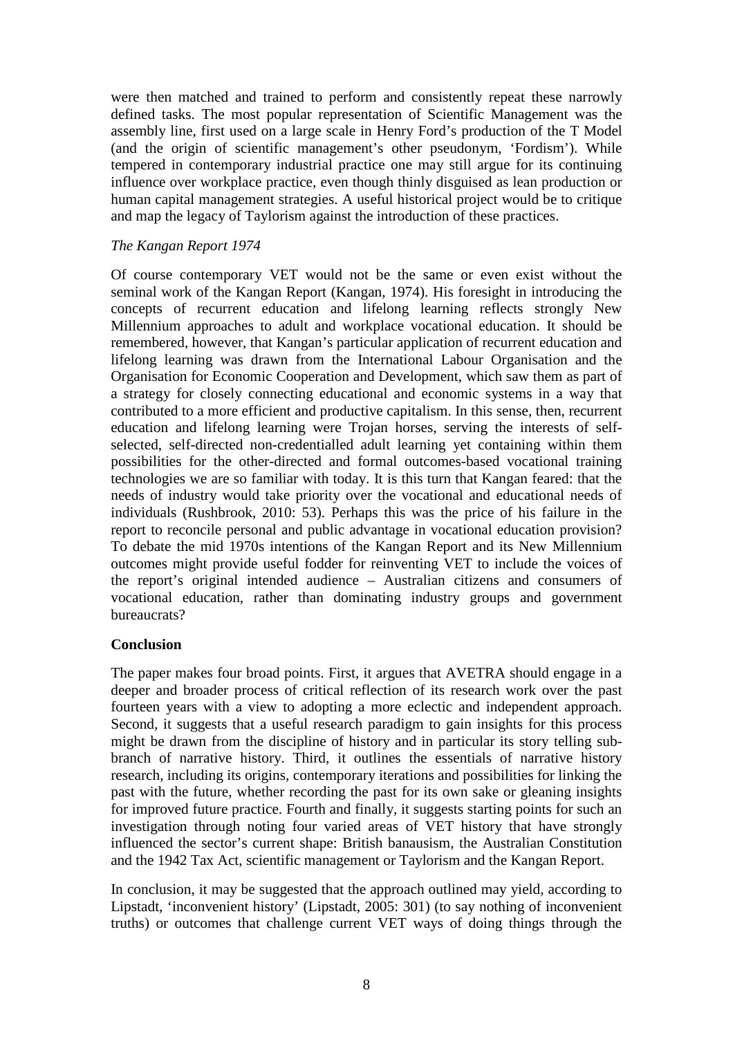were then matched and trained to perform and consistently repeat these narrowly defined tasks. The most popular representation of Scientific Management was the assembly line, first used on a large scale in Henry Ford's production of the T Model (and the origin of scientific management's other pseudonym, 'Fordism'). While tempered in contemporary industrial practice one may still argue for its continuing influence over workplace practice, even though thinly disguised as lean production or human capital management strategies. A useful historical project would be to critique and map the legacy of Taylorism against the introduction of these practices.

*The Kangan Report 1974*

Of course contemporary VET would not be the same or even exist without the seminal work of the Kangan Report (Kangan, 1974). His foresight in introducing the concepts of recurrent education and lifelong learning reflects strongly New Millennium approaches to adult and workplace vocational education. It should be remembered, however, that Kangan's particular application of recurrent education and lifelong learning was drawn from the International Labour Organisation and the Organisation for Economic Cooperation and Development, which saw them as part of a strategy for closely connecting educational and economic systems in a way that contributed to a more efficient and productive capitalism. In this sense, then, recurrent education and lifelong learning were Trojan horses, serving the interests of self-selected, self-directed non-credentialled adult learning yet containing within them possibilities for the other-directed and formal outcomes-based vocational training technologies we are so familiar with today. It is this turn that Kangan feared: that the needs of industry would take priority over the vocational and educational needs of individuals (Rushbrook, 2010: 53). Perhaps this was the price of his failure in the report to reconcile personal and public advantage in vocational education provision? To debate the mid 1970s intentions of the Kangan Report and its New Millennium outcomes might provide useful fodder for reinventing VET to include the voices of the report's original intended audience – Australian citizens and consumers of vocational education, rather than dominating industry groups and government bureaucrats?

**Conclusion**

The paper makes four broad points. First, it argues that AVETRA should engage in a deeper and broader process of critical reflection of its research work over the past fourteen years with a view to adopting a more eclectic and independent approach. Second, it suggests that a useful research paradigm to gain insights for this process might be drawn from the discipline of history and in particular its story telling sub-branch of narrative history. Third, it outlines the essentials of narrative history research, including its origins, contemporary iterations and possibilities for linking the past with the future, whether recording the past for its own sake or gleaning insights for improved future practice. Fourth and finally, it suggests starting points for such an investigation through noting four varied areas of VET history that have strongly influenced the sector's current shape: British banausism, the Australian Constitution and the 1942 Tax Act, scientific management or Taylorism and the Kangan Report.

In conclusion, it may be suggested that the approach outlined may yield, according to Lipstadt, 'inconvenient history' (Lipstadt, 2005: 301) (to say nothing of inconvenient truths) or outcomes that challenge current VET ways of doing things through the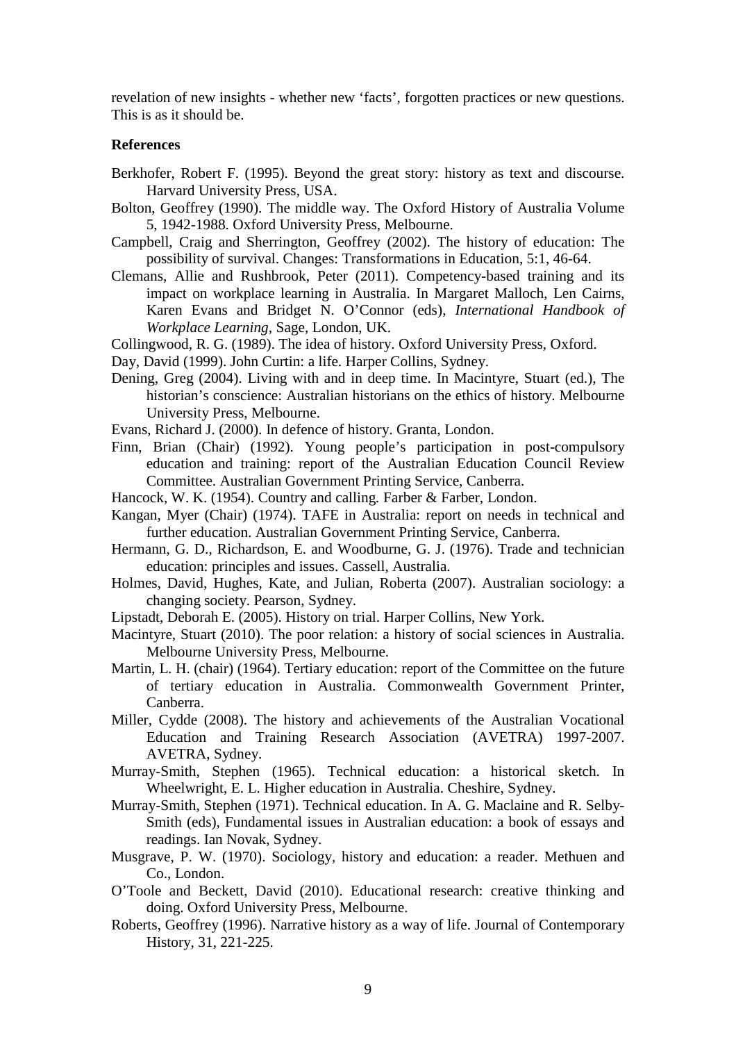revelation of new insights - whether new 'facts', forgotten practices or new questions. This is as it should be.

**References**

Berkhofer, Robert F. (1995). Beyond the great story: history as text and discourse. Harvard University Press, USA.

Bolton, Geoffrey (1990). The middle way. The Oxford History of Australia Volume 5, 1942-1988. Oxford University Press, Melbourne.

Campbell, Craig and Sherrington, Geoffrey (2002). The history of education: The possibility of survival. Changes: Transformations in Education, 5:1, 46-64.

Clemans, Allie and Rushbrook, Peter (2011). Competency-based training and its impact on workplace learning in Australia. In Margaret Malloch, Len Cairns, Karen Evans and Bridget N. O'Connor (eds), *International Handbook of Workplace Learning*, Sage, London, UK.

Collingwood, R. G. (1989). The idea of history. Oxford University Press, Oxford.

Day, David (1999). John Curtin: a life. Harper Collins, Sydney.

Dening, Greg (2004). Living with and in deep time. In Macintyre, Stuart (ed.), The historian's conscience: Australian historians on the ethics of history. Melbourne University Press, Melbourne.

Evans, Richard J. (2000). In defence of history. Granta, London.

Finn, Brian (Chair) (1992). Young people's participation in post-compulsory education and training: report of the Australian Education Council Review Committee. Australian Government Printing Service, Canberra.

Hancock, W. K. (1954). Country and calling. Farber & Farber, London.

Kangan, Myer (Chair) (1974). TAFE in Australia: report on needs in technical and further education. Australian Government Printing Service, Canberra.

Hermann, G. D., Richardson, E. and Woodburne, G. J. (1976). Trade and technician education: principles and issues. Cassell, Australia.

Holmes, David, Hughes, Kate, and Julian, Roberta (2007). Australian sociology: a changing society. Pearson, Sydney.

Lipstadt, Deborah E. (2005). History on trial. Harper Collins, New York.

Macintyre, Stuart (2010). The poor relation: a history of social sciences in Australia. Melbourne University Press, Melbourne.

Martin, L. H. (chair) (1964). Tertiary education: report of the Committee on the future of tertiary education in Australia. Commonwealth Government Printer, Canberra.

Miller, Cydde (2008). The history and achievements of the Australian Vocational Education and Training Research Association (AVETRA) 1997-2007. AVETRA, Sydney.

Murray-Smith, Stephen (1965). Technical education: a historical sketch. In Wheelwright, E. L. Higher education in Australia. Cheshire, Sydney.

Murray-Smith, Stephen (1971). Technical education. In A. G. Maclaine and R. Selby-Smith (eds), Fundamental issues in Australian education: a book of essays and readings. Ian Novak, Sydney.

Musgrave, P. W. (1970). Sociology, history and education: a reader. Methuen and Co., London.

O'Toole and Beckett, David (2010). Educational research: creative thinking and doing. Oxford University Press, Melbourne.

Roberts, Geoffrey (1996). Narrative history as a way of life. Journal of Contemporary History, 31, 221-225.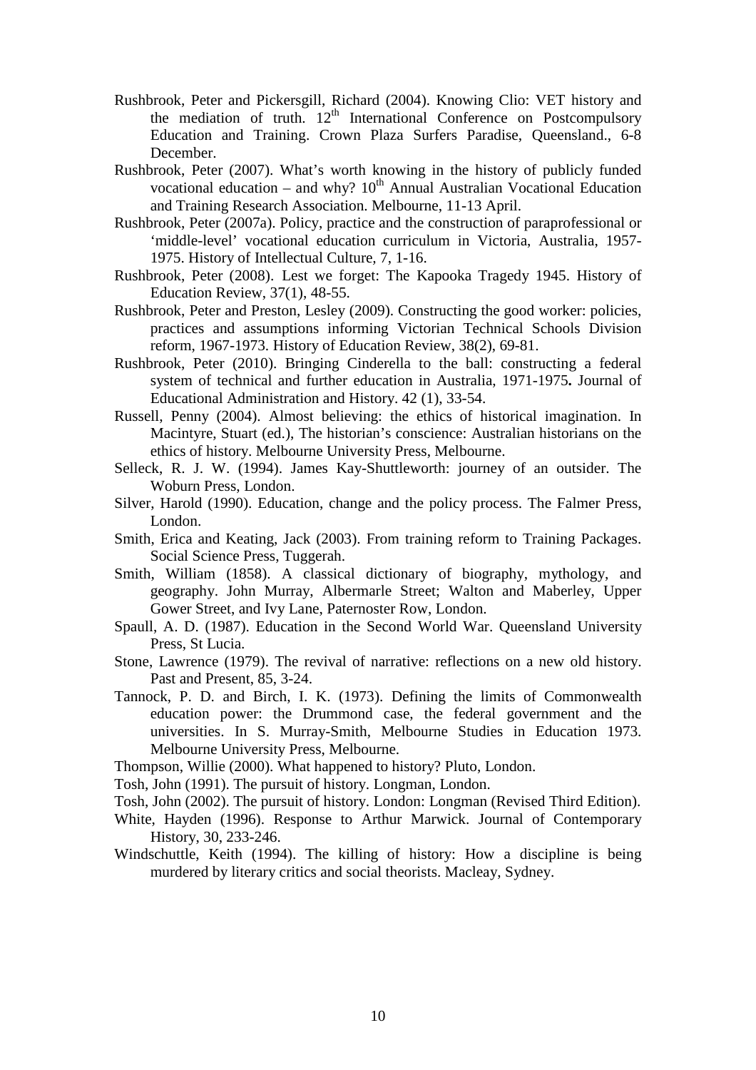Rushbrook, Peter and Pickersgill, Richard (2004). Knowing Clio: VET history and the mediation of truth. 12th International Conference on Postcompulsory Education and Training. Crown Plaza Surfers Paradise, Queensland., 6-8 December.

Rushbrook, Peter (2007). What's worth knowing in the history of publicly funded vocational education – and why? 10th Annual Australian Vocational Education and Training Research Association. Melbourne, 11-13 April.

Rushbrook, Peter (2007a). Policy, practice and the construction of paraprofessional or 'middle-level' vocational education curriculum in Victoria, Australia, 1957-1975. History of Intellectual Culture, 7, 1-16.

Rushbrook, Peter (2008). Lest we forget: The Kapooka Tragedy 1945. History of Education Review, 37(1), 48-55.

Rushbrook, Peter and Preston, Lesley (2009). Constructing the good worker: policies, practices and assumptions informing Victorian Technical Schools Division reform, 1967-1973. History of Education Review, 38(2), 69-81.

Rushbrook, Peter (2010). Bringing Cinderella to the ball: constructing a federal system of technical and further education in Australia, 1971-1975**.** Journal of Educational Administration and History. 42 (1), 33-54.

Russell, Penny (2004). Almost believing: the ethics of historical imagination. In Macintyre, Stuart (ed.), The historian's conscience: Australian historians on the ethics of history. Melbourne University Press, Melbourne.

Selleck, R. J. W. (1994). James Kay-Shuttleworth: journey of an outsider. The Woburn Press, London.

Silver, Harold (1990). Education, change and the policy process. The Falmer Press, London.

Smith, Erica and Keating, Jack (2003). From training reform to Training Packages. Social Science Press, Tuggerah.

Smith, William (1858). A classical dictionary of biography, mythology, and geography. John Murray, Albermarle Street; Walton and Maberley, Upper Gower Street, and Ivy Lane, Paternoster Row, London.

Spaull, A. D. (1987). Education in the Second World War. Queensland University Press, St Lucia.

Stone, Lawrence (1979). The revival of narrative: reflections on a new old history. Past and Present, 85, 3-24.

Tannock, P. D. and Birch, I. K. (1973). Defining the limits of Commonwealth education power: the Drummond case, the federal government and the universities. In S. Murray-Smith, Melbourne Studies in Education 1973. Melbourne University Press, Melbourne.

Thompson, Willie (2000). What happened to history? Pluto, London.

Tosh, John (1991). The pursuit of history. Longman, London.

Tosh, John (2002). The pursuit of history. London: Longman (Revised Third Edition).

White, Hayden (1996). Response to Arthur Marwick. Journal of Contemporary History, 30, 233-246.

Windschuttle, Keith (1994). The killing of history: How a discipline is being murdered by literary critics and social theorists. Macleay, Sydney.